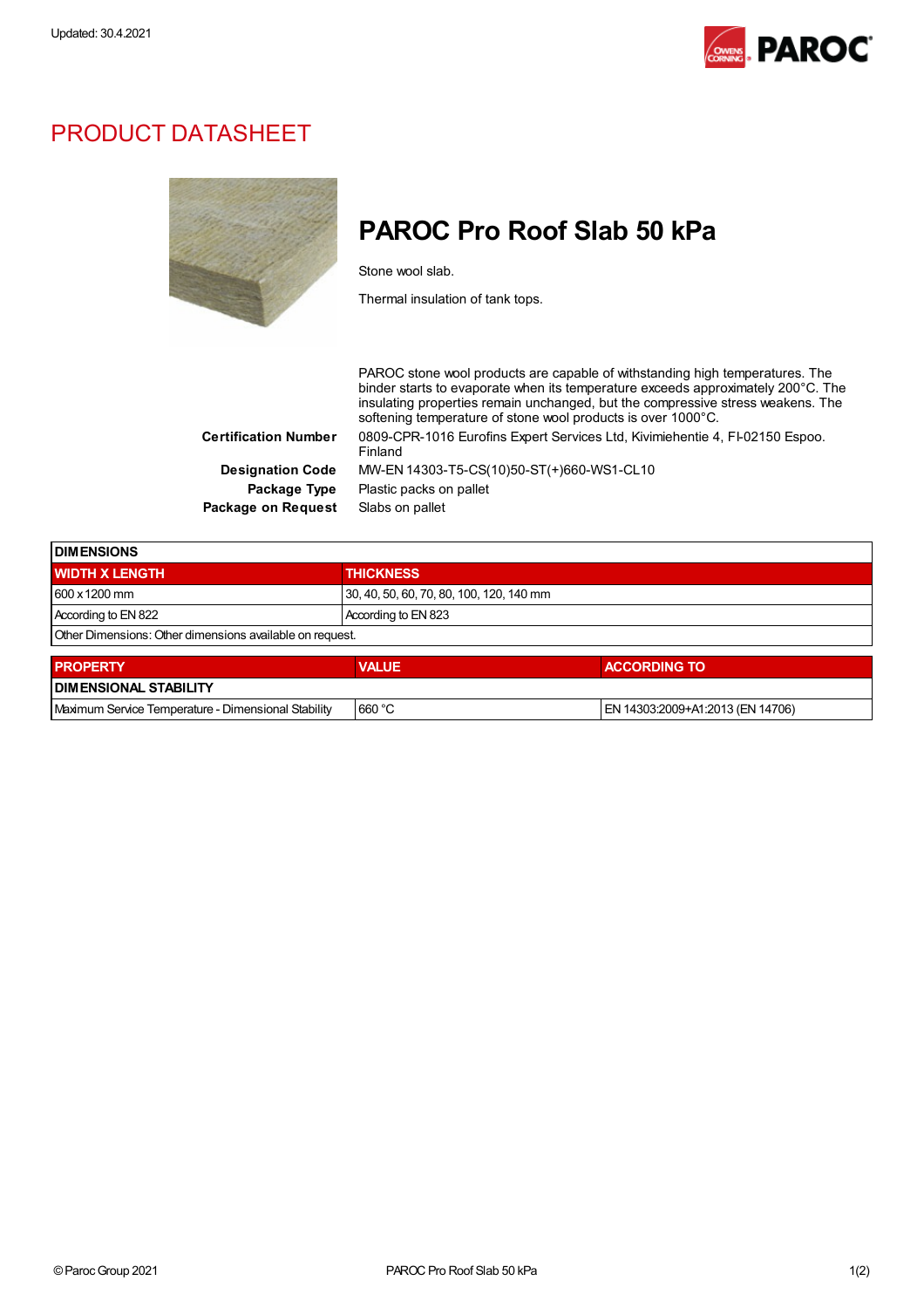Updated: 30.4.2021

# PRODUCT DATASHEET

## PAROC Pro Roof Slab 50 kPa

Stone wool slab.

Thermal insulation of tank tops.

PAROC stone wool products are capable of withstanding high temperatures. The binder starts to evaporate when its temperature exceeds approximately 200°C. The insulating properties remain unchanged, but the compressive stress weakens. The softening temperature of stone wool products is over 1000°C.

**Certification Number** 0809-CPR-1016 Eurofins Expert Services Ltd, Kivimiehentie 4, FI-02150 Espoo. Finland

**Designation Code** MW-EN 14303-T5-CS(10)50-ST(+)660-WS1-CL10

**Package Type** Plastic packs on pallet

**Package on Request** Slabs on pallet

| DIMENSIONS | |
|---|---|
| **WIDTH X LENGTH** | **THICKNESS** |
| 600 x 1200 mm | 30, 40, 50, 60, 70, 80, 100, 120, 140 mm |
| According to EN 822 | According to EN 823 |
| Other Dimensions: Other dimensions available on request. | |

| PROPERTY | VALUE | ACCORDING TO |
|---|---|---|
| **DIMENSIONAL STABILITY** | | |
| Maximum Service Temperature - Dimensional Stability | 660 °C | EN 14303:2009+A1:2013 (EN 14706) |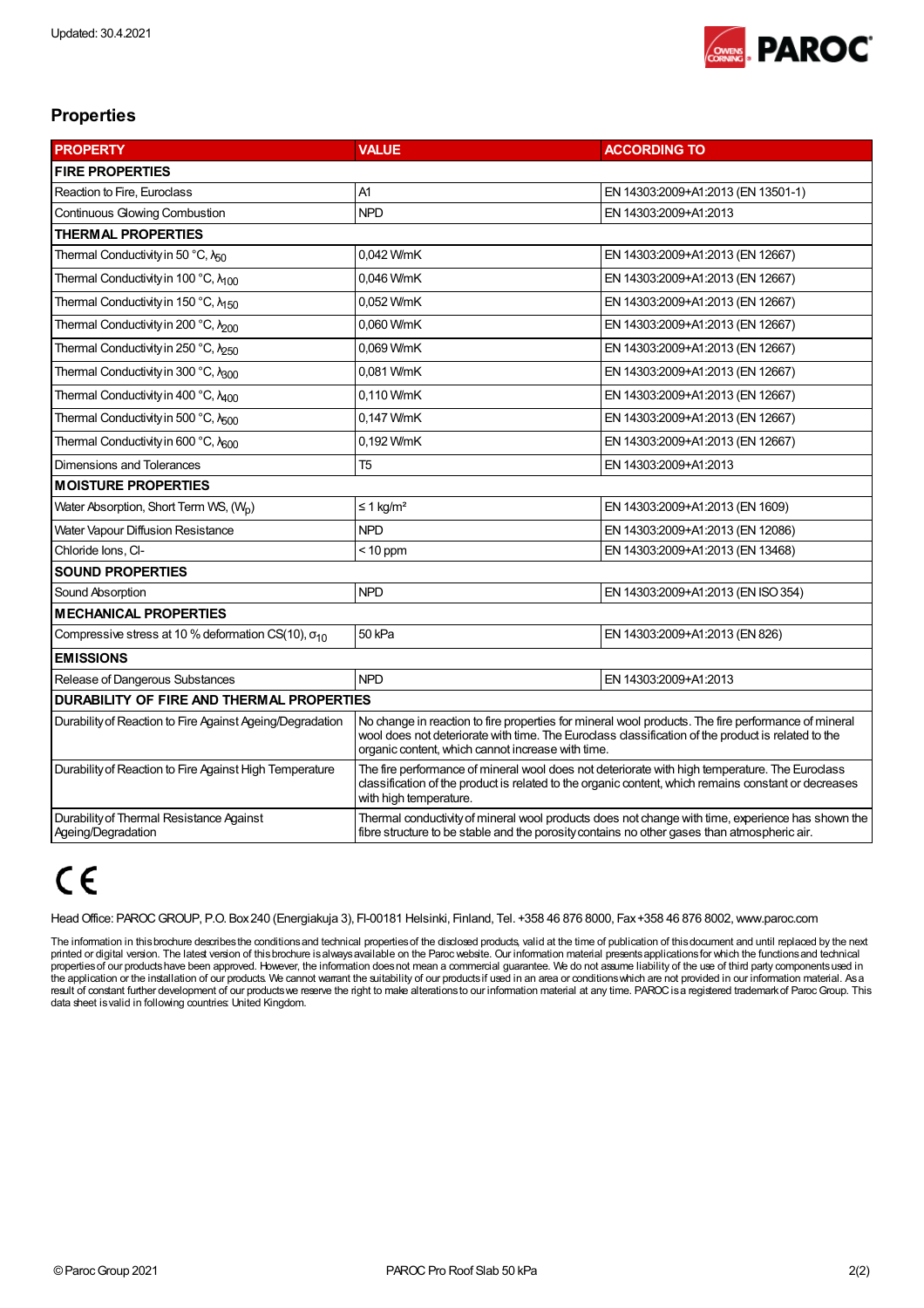Updated: 30.4.2021

## Properties

| PROPERTY | VALUE | ACCORDING TO |
|---|---|---|
| **FIRE PROPERTIES** | | |
| Reaction to Fire, Euroclass | A1 | EN 14303:2009+A1:2013 (EN 13501-1) |
| Continuous Glowing Combustion | NPD | EN 14303:2009+A1:2013 |
| **THERMAL PROPERTIES** | | |
| Thermal Conductivity in 50 °C, $\lambda_{50}$ | 0,042 W/mK | EN 14303:2009+A1:2013 (EN 12667) |
| Thermal Conductivity in 100 °C, $\lambda_{100}$ | 0,046 W/mK | EN 14303:2009+A1:2013 (EN 12667) |
| Thermal Conductivity in 150 °C, $\lambda_{150}$ | 0,052 W/mK | EN 14303:2009+A1:2013 (EN 12667) |
| Thermal Conductivity in 200 °C, $\lambda_{200}$ | 0,060 W/mK | EN 14303:2009+A1:2013 (EN 12667) |
| Thermal Conductivity in 250 °C, $\lambda_{250}$ | 0,069 W/mK | EN 14303:2009+A1:2013 (EN 12667) |
| Thermal Conductivity in 300 °C, $\lambda_{300}$ | 0,081 W/mK | EN 14303:2009+A1:2013 (EN 12667) |
| Thermal Conductivity in 400 °C, $\lambda_{400}$ | 0,110 W/mK | EN 14303:2009+A1:2013 (EN 12667) |
| Thermal Conductivity in 500 °C, $\lambda_{500}$ | 0,147 W/mK | EN 14303:2009+A1:2013 (EN 12667) |
| Thermal Conductivity in 600 °C, $\lambda_{600}$ | 0,192 W/mK | EN 14303:2009+A1:2013 (EN 12667) |
| Dimensions and Tolerances | T5 | EN 14303:2009+A1:2013 |
| **MOISTURE PROPERTIES** | | |
| Water Absorption, Short Term WS, ($W_p$) | ≤ 1 kg/m² | EN 14303:2009+A1:2013 (EN 1609) |
| Water Vapour Diffusion Resistance | NPD | EN 14303:2009+A1:2013 (EN 12086) |
| Chloride Ions, Cl- | < 10 ppm | EN 14303:2009+A1:2013 (EN 13468) |
| **SOUND PROPERTIES** | | |
| Sound Absorption | NPD | EN 14303:2009+A1:2013 (EN ISO 354) |
| **MECHANICAL PROPERTIES** | | |
| Compressive stress at 10 % deformation CS(10), $\sigma_{10}$ | 50 kPa | EN 14303:2009+A1:2013 (EN 826) |
| **EMISSIONS** | | |
| Release of Dangerous Substances | NPD | EN 14303:2009+A1:2013 |
| **DURABILITY OF FIRE AND THERMAL PROPERTIES** | | |
| Durability of Reaction to Fire Against Ageing/Degradation | No change in reaction to fire properties for mineral wool products. The fire performance of mineral wool does not deteriorate with time. The Euroclass classification of the product is related to the organic content, which cannot increase with time. | |
| Durability of Reaction to Fire Against High Temperature | The fire performance of mineral wool does not deteriorate with high temperature. The Euroclass classification of the product is related to the organic content, which remains constant or decreases with high temperature. | |
| Durability of Thermal Resistance Against Ageing/Degradation | Thermal conductivity of mineral wool products does not change with time, experience has shown the fibre structure to be stable and the porosity contains no other gases than atmospheric air. | |

CE

Head Office: PAROC GROUP, P.O. Box 240 (Energiakuja 3), FI-00181 Helsinki, Finland, Tel. +358 46 876 8000, Fax +358 46 876 8002, www.paroc.com

The information in this brochure describes the conditions and technical properties of the disclosed products, valid at the time of publication of this document and until replaced by the next printed or digital version. The latest version of this brochure is always available on the Paroc website. Our information material presents applications for which the functions and technical properties of our products have been approved. However, the information does not mean a commercial guarantee. We do not assume liability of the use of third party components used in the application or the installation of our products. We cannot warrant the suitability of our products if used in an area or conditions which are not provided in our information material. As a result of constant further development of our products we reserve the right to make alterations to our information material at any time. PAROC is a registered trademark of Paroc Group. This data sheet is valid in following countries: United Kingdom.